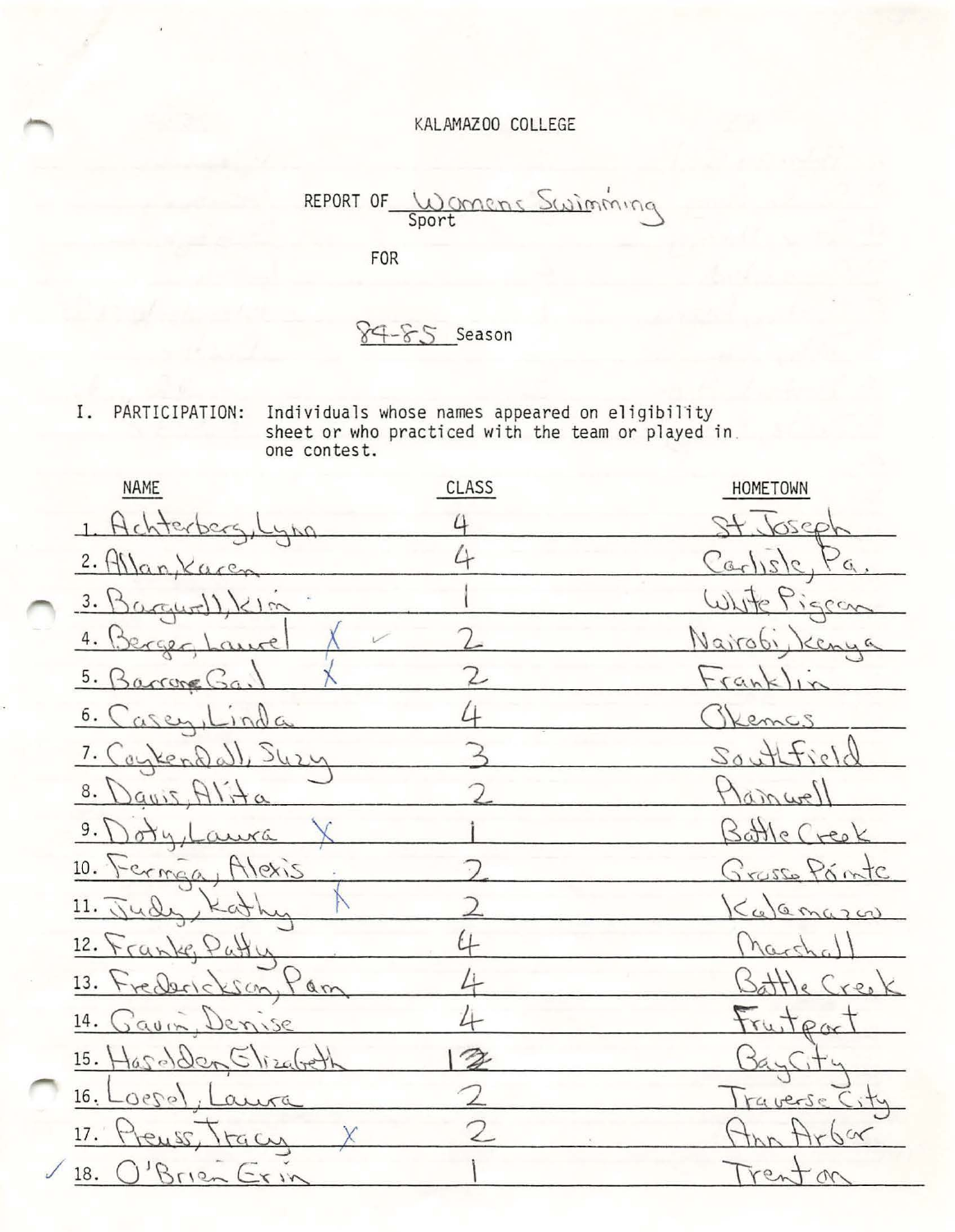KALAMAZOO COLLEGE

REPORT OF Womens Swimming
Sport

FOR

84-85 Season

I. PARTICIPATION: Individuals whose names appeared on eligibility sheet or who practiced with the team or played in one contest.

| NAME | CLASS | HOMETOWN |
|---|---|---|
| 1. Achterberg, Lynn | 4 | St. Joseph |
| 2. Allan, Karen | 4 | Carlisle, Pa. |
| 3. Bargwell, Kim | 1 | White Pigeon |
| 4. Berger, Laurel X ✓ | 2 | Nairobi, Kenya |
| 5. Barrone Gail X | 2 | Franklin |
| 6. Casey, Linda | 4 | Okemos |
| 7. Coykendall, Suzy | 3 | Southfield |
| 8. Davis, Alita | 2 | Plainwell |
| 9. Doty, Laura X | 1 | Battle Creek |
| 10. Fermga, Alexis | 2 | Grosse Pointe |
| 11. Judy, Kathy X | 2 | Kalamazoo |
| 12. Franke, Patty | 4 | Marshall |
| 13. Frederickson, Pam | 4 | Battle Creek |
| 14. Gavin, Denise | 4 | Fruitport |
| 15. Hasselden, Elizabeth | 1 | Bay City |
| 16. Loesel, Laura | 2 | Traverse City |
| 17. Preuss, Tracy X | 2 | Ann Arbor |
| ✓ 18. O'Brien Erin | 1 | Trenton |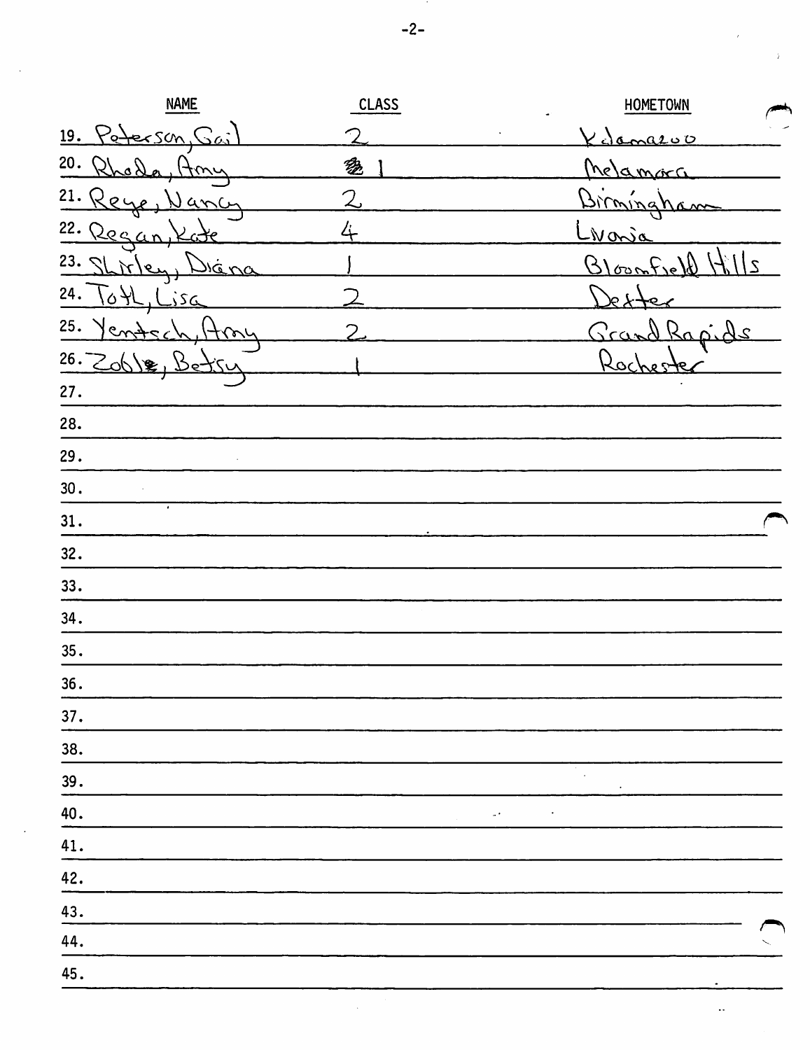| NAME | CLASS | HOMETOWN |
|---|---|---|
| 19. Peterson, Gail | 2 | Kalamazoo |
| 20. Rhoda, Amy | 1 | Melamora |
| 21. Reye, Nancy | 2 | Birmingham |
| 22. Regan, Kate | 4 | Livonia |
| 23. Shirley, Diana | 1 | Bloomfield Hills |
| 24. Toth, Lisa | 2 | Dexter |
| 25. Yentsch, Amy | 2 | Grand Rapids |
| 26. Zoble, Betsy | 1 | Rochester |
| 27. | | |
| 28. | | |
| 29. | | |
| 30. | | |
| 31. | | |
| 32. | | |
| 33. | | |
| 34. | | |
| 35. | | |
| 36. | | |
| 37. | | |
| 38. | | |
| 39. | | |
| 40. | | |
| 41. | | |
| 42. | | |
| 43. | | |
| 44. | | |
| 45. | | |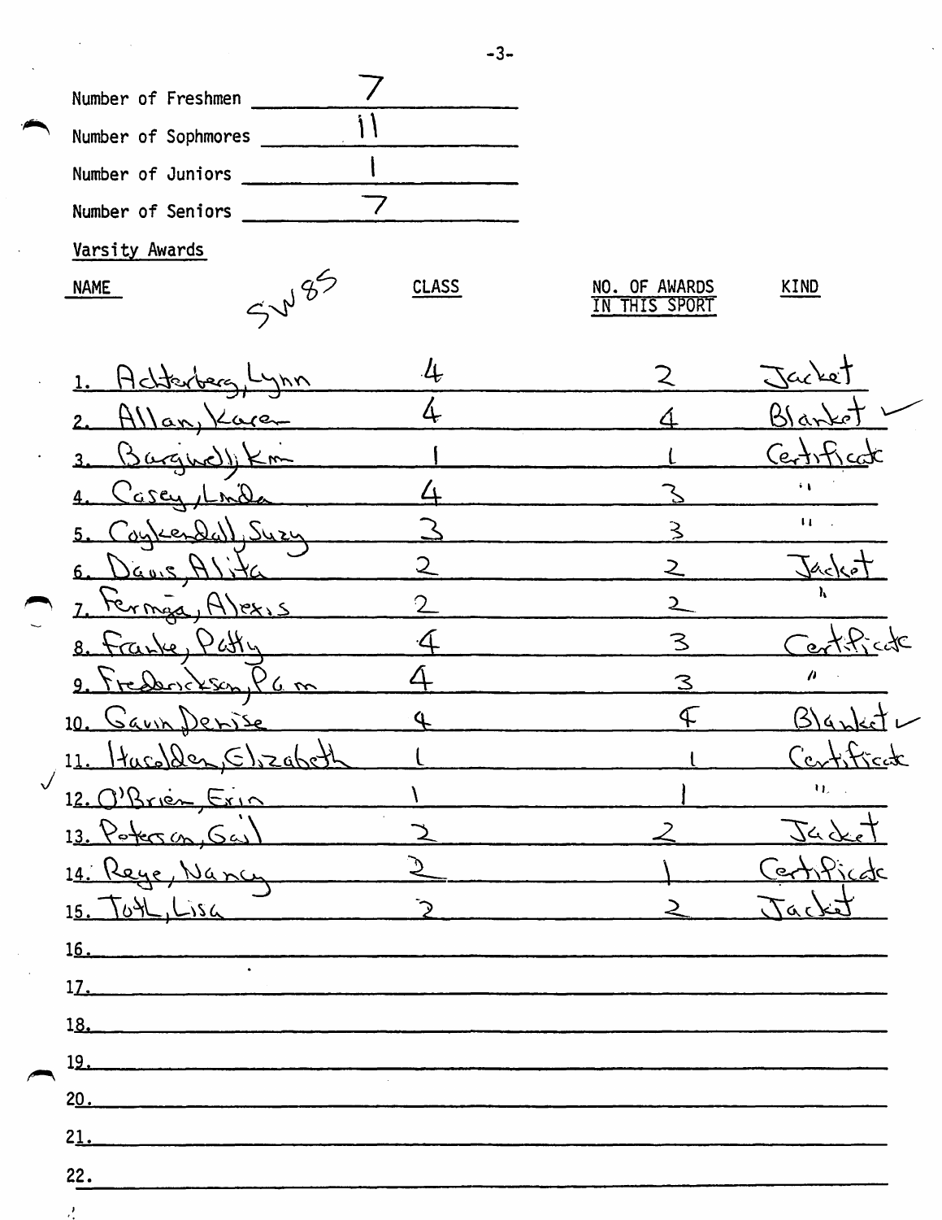Number of Freshmen 7

Number of Sophmores 11

Number of Juniors 1

Number of Seniors 7

Varsity Awards

SW 85

| NAME | CLASS | NO. OF AWARDS IN THIS SPORT | KIND |
|---|---|---|---|
| 1. Achterberg, Lynn | 4 | 2 | Jacket |
| 2. Allan, Karen | 4 | 4 | Blanket ✓ |
| 3. Bargwell, Kim | 1 | 1 | Certificate |
| 4. Casey, Linda | 4 | 3 | " |
| 5. Coykendall, Suzy | 3 | 3 | " |
| 6. Davis, Alita | 2 | 2 | Jacket |
| 7. Fermaga, Alexis | 2 | 2 | " |
| 8. Franke, Patty | 4 | 3 | Certificate |
| 9. Frederickson, Pam | 4 | 3 | " |
| 10. Gavin, Denise | 4 | 4 | Blanket ✓ |
| 11. Hasolden, Elizabeth | 1 | 1 | Certificate |
| 12. O'Brien, Erin | 1 | 1 | " |
| 13. Peterson, Gail | 2 | 2 | Jacket |
| 14. Reye, Nancy | 2 | 1 | Certificate |
| 15. Toth, Lisa | 2 | 2 | Jacket |
| 16. | | | |
| 17. | | | |
| 18. | | | |
| 19. | | | |
| 20. | | | |
| 21. | | | |
| 22. | | | |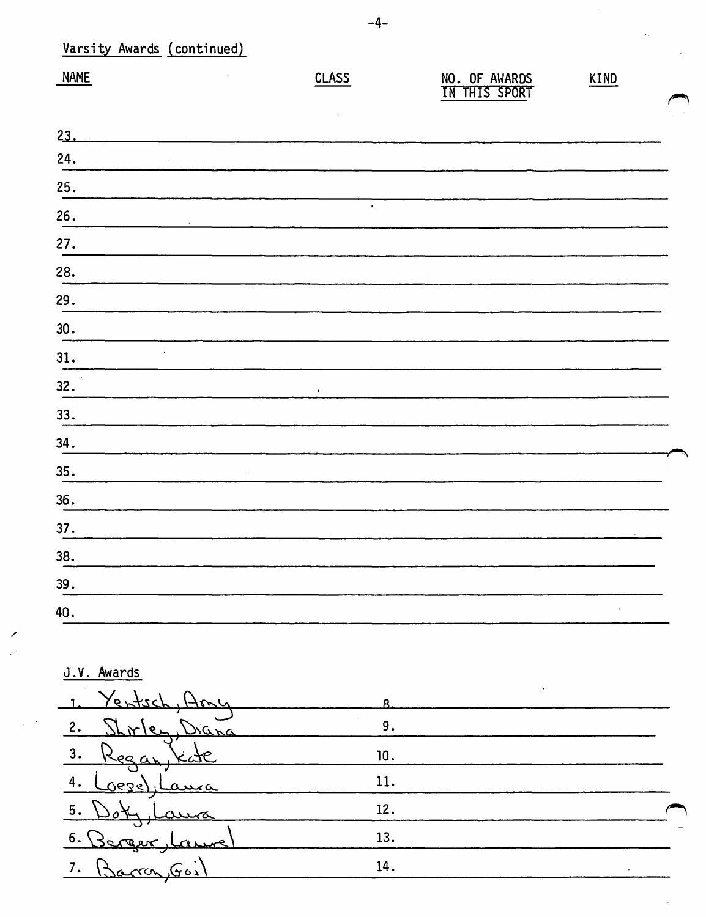Varsity Awards (continued)

| NAME | CLASS | NO. OF AWARDS IN THIS SPORT | KIND |
|---|---|---|---|
| 23. | | | |
| 24. | | | |
| 25. | | | |
| 26. | | | |
| 27. | | | |
| 28. | | | |
| 29. | | | |
| 30. | | | |
| 31. | | | |
| 32. | | | |
| 33. | | | |
| 34. | | | |
| 35. | | | |
| 36. | | | |
| 37. | | | |
| 38. | | | |
| 39. | | | |
| 40. | | | |

J.V. Awards

| | |
|---|---|
| 1. Yentsch, Amy | 8. |
| 2. Shirley, Diana | 9. |
| 3. Regan, Kate | 10. |
| 4. Loesel, Laura | 11. |
| 5. Doty, Laura | 12. |
| 6. Berger, Laurel | 13. |
| 7. Barron, Gail | 14. |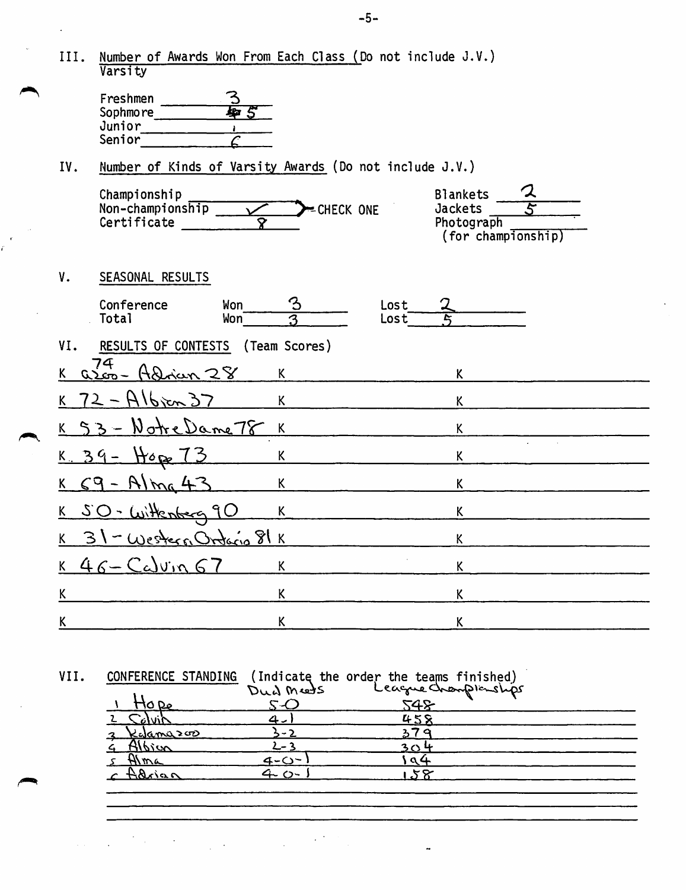III. Number of Awards Won From Each Class (Do not include J.V.)
Varsity

Freshmen 3
Sophmore ~~4~~ 5
Junior 1
Senior 6

IV. Number of Kinds of Varsity Awards (Do not include J.V.)

Championship ______
Non-championship ✓ — CHECK ONE
Certificate 8

Blankets 2
Jackets 5
Photograph ______
(for championship)

V. SEASONAL RESULTS

| | Won | Lost |
|---|---|---|
| Conference | 3 | 2 |
| Total | 3 | 5 |

VI. RESULTS OF CONTESTS (Team Scores)

K ~~9200~~ 74 - Adrian 28 K K
K 72 - Albion 37 K K
K 53 - Notre Dame 78 K K
K 39 - Hope 73 K K
K 69 - Alma 43 K K
K 50 - Wittenberg 90 K K
K 31 - Western Ontario 81 K K
K 46 - Calvin 67 K K
K K K
K K K

VII. CONFERENCE STANDING (Indicate the order the teams finished)

| | Dual Meets | League Championships |
|---|---|---|
| 1 Hope | 5-0 | 548 |
| 2 Calvin | 4-1 | 458 |
| 3 Kalamazoo | 3-2 | 379 |
| 4 Albion | 2-3 | 304 |
| 5 Alma | 4-0-1 | 194 |
| 6 Adrian | 4-0-1 | 158 |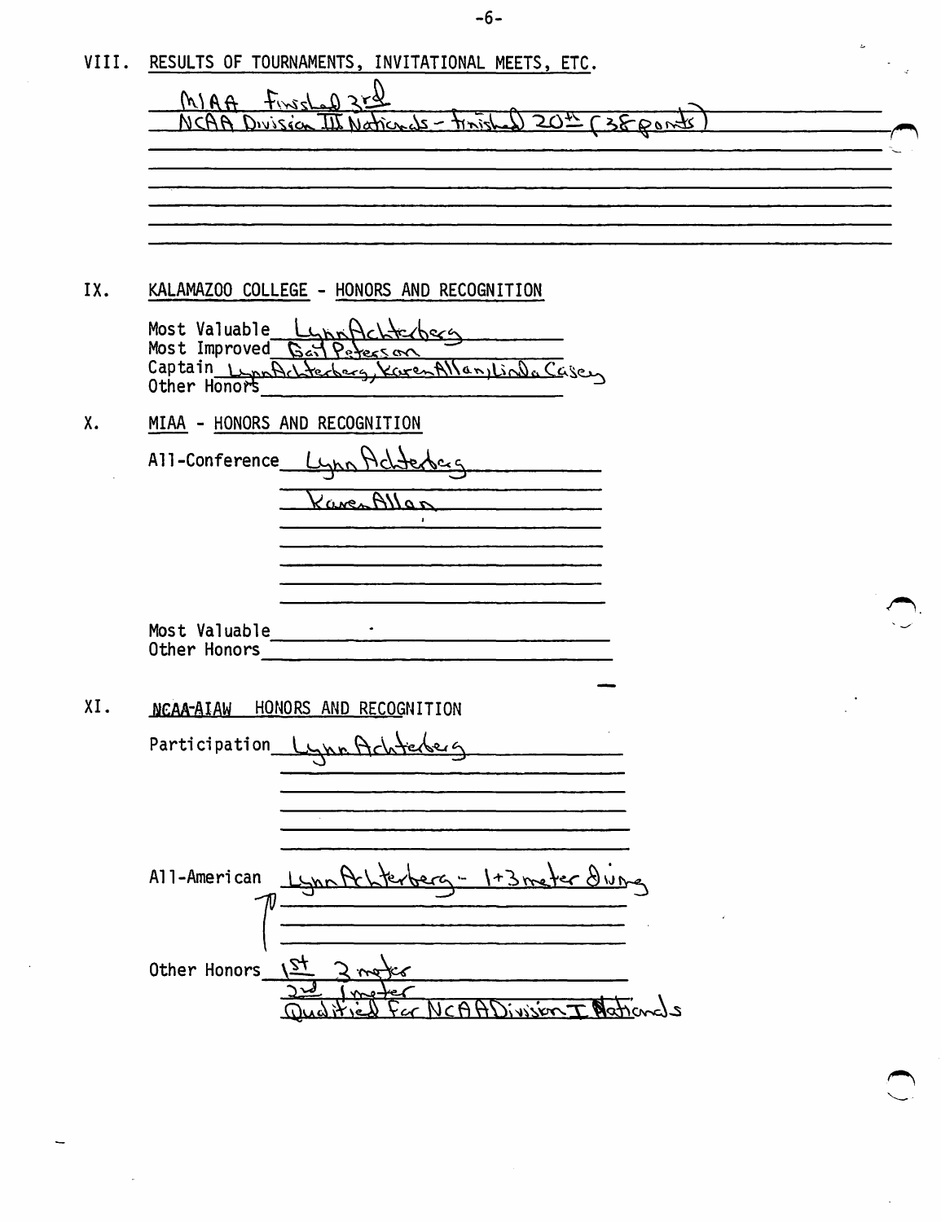## VIII. RESULTS OF TOURNAMENTS, INVITATIONAL MEETS, ETC.

MIAA Finished 3rd
NCAA Division III Nationals - finished 20th (38 points)

## IX. KALAMAZOO COLLEGE - HONORS AND RECOGNITION

Most Valuable Lynn Achterberg
Most Improved Gail Peterson
Captain Lynn Achterberg, Karen Allan, Linda Casey
Other Honors

## X. MIAA - HONORS AND RECOGNITION

All-Conference Lynn Achterberg
Karen Allan

Most Valuable
Other Honors

## XI. ~~NCAA-AIAW~~ HONORS AND RECOGNITION

Participation Lynn Achterberg

All-American Lynn Achterberg - 1+3 meter diving

Other Honors 1st 3 meter
2nd 1 meter
Qualified for NCAA Division I Nationals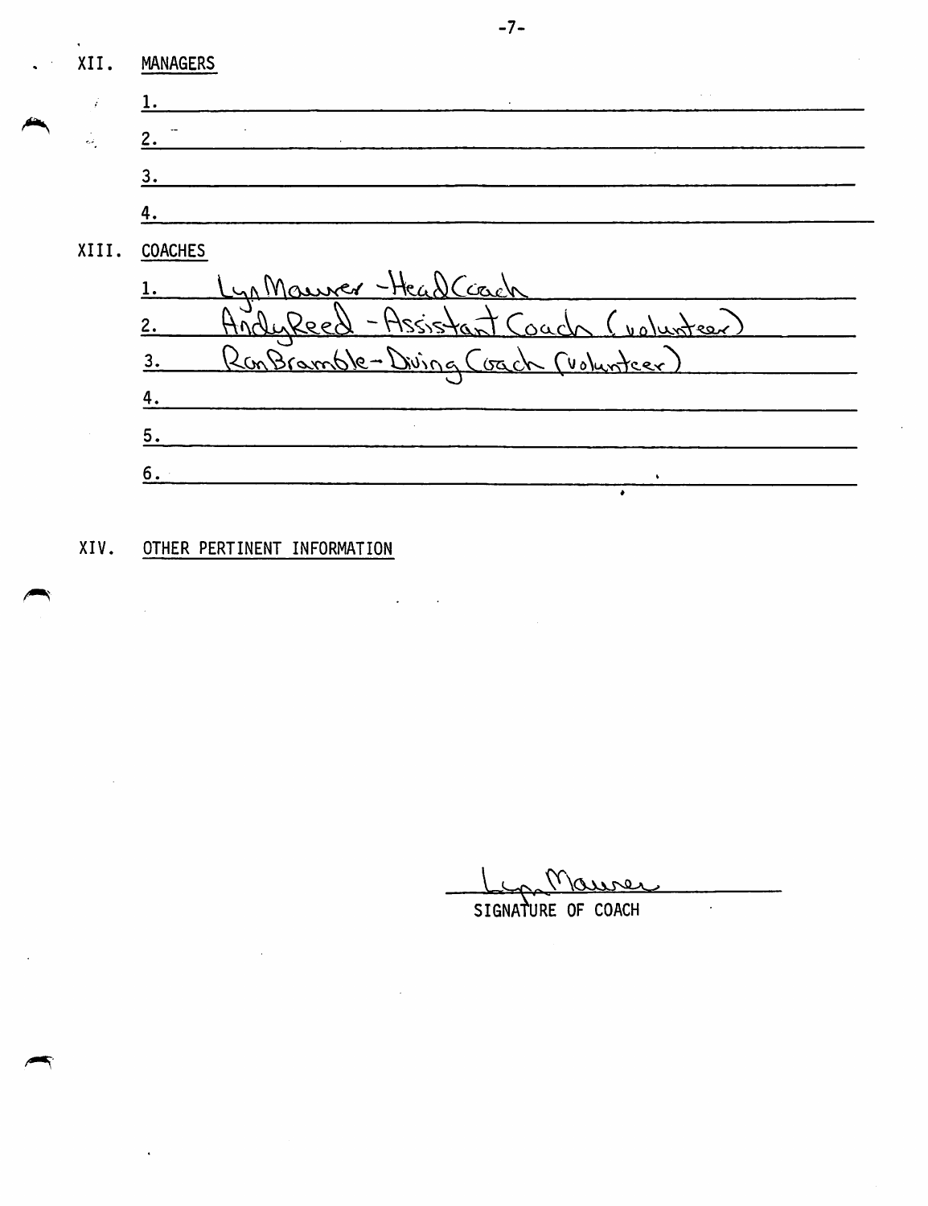## XII. MANAGERS

1. 
2. 
3. 
4. 

## XIII. COACHES

1. Lyn Maurer - Head Coach
2. Andy Reed - Assistant Coach (volunteer)
3. Ron Bramble - Diving Coach (volunteer)
4. 
5. 
6. 

## XIV. OTHER PERTINENT INFORMATION

Lyn Maurer

SIGNATURE OF COACH